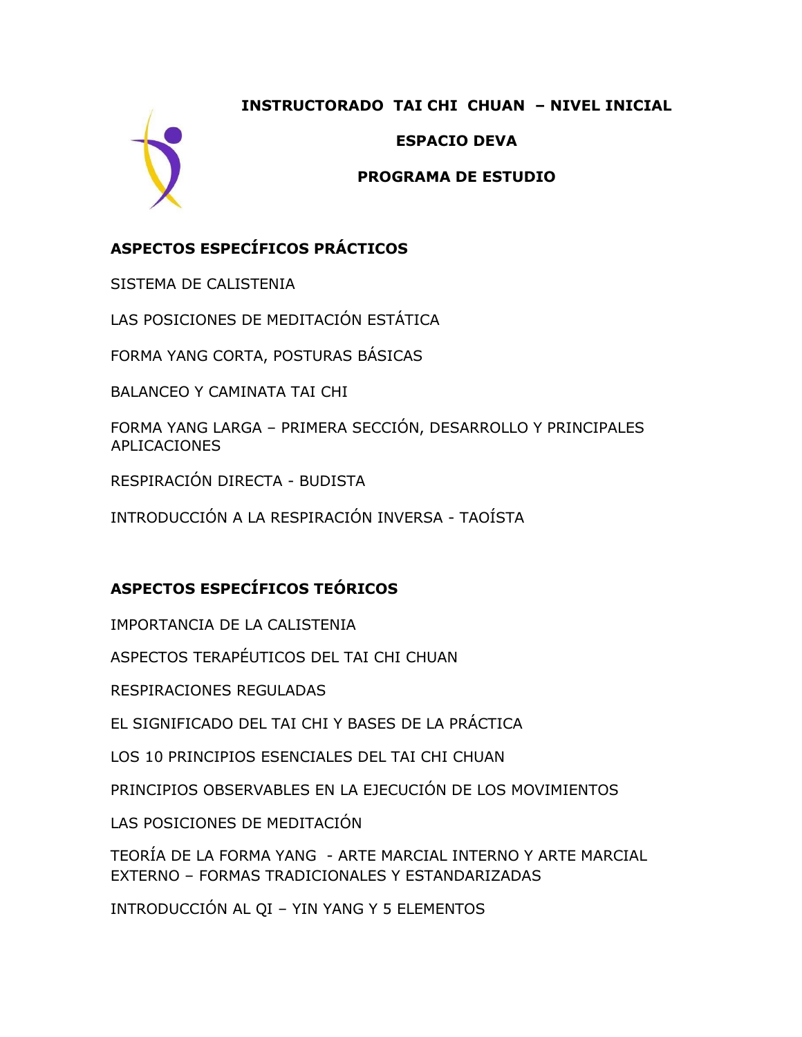# INSTRUCTORADO TAI CHI CHUAN – NIVEL INICIAL

## ESPACIO DEVA

## PROGRAMA DE ESTUDIO

### ASPECTOS ESPECÍFICOS PRÁCTICOS

SISTEMA DE CALISTENIA

LAS POSICIONES DE MEDITACIÓN ESTÁTICA

FORMA YANG CORTA, POSTURAS BÁSICAS

BALANCEO Y CAMINATA TAI CHI

FORMA YANG LARGA – PRIMERA SECCIÓN, DESARROLLO Y PRINCIPALES APLICACIONES

RESPIRACIÓN DIRECTA - BUDISTA

INTRODUCCIÓN A LA RESPIRACIÓN INVERSA - TAOÍSTA

### ASPECTOS ESPECÍFICOS TEÓRICOS

IMPORTANCIA DE LA CALISTENIA

ASPECTOS TERAPÉUTICOS DEL TAI CHI CHUAN

RESPIRACIONES REGULADAS

EL SIGNIFICADO DEL TAI CHI Y BASES DE LA PRÁCTICA

LOS 10 PRINCIPIOS ESENCIALES DEL TAI CHI CHUAN

PRINCIPIOS OBSERVABLES EN LA EJECUCIÓN DE LOS MOVIMIENTOS

LAS POSICIONES DE MEDITACIÓN

TEORÍA DE LA FORMA YANG - ARTE MARCIAL INTERNO Y ARTE MARCIAL EXTERNO – FORMAS TRADICIONALES Y ESTANDARIZADAS

INTRODUCCIÓN AL QI – YIN YANG Y 5 ELEMENTOS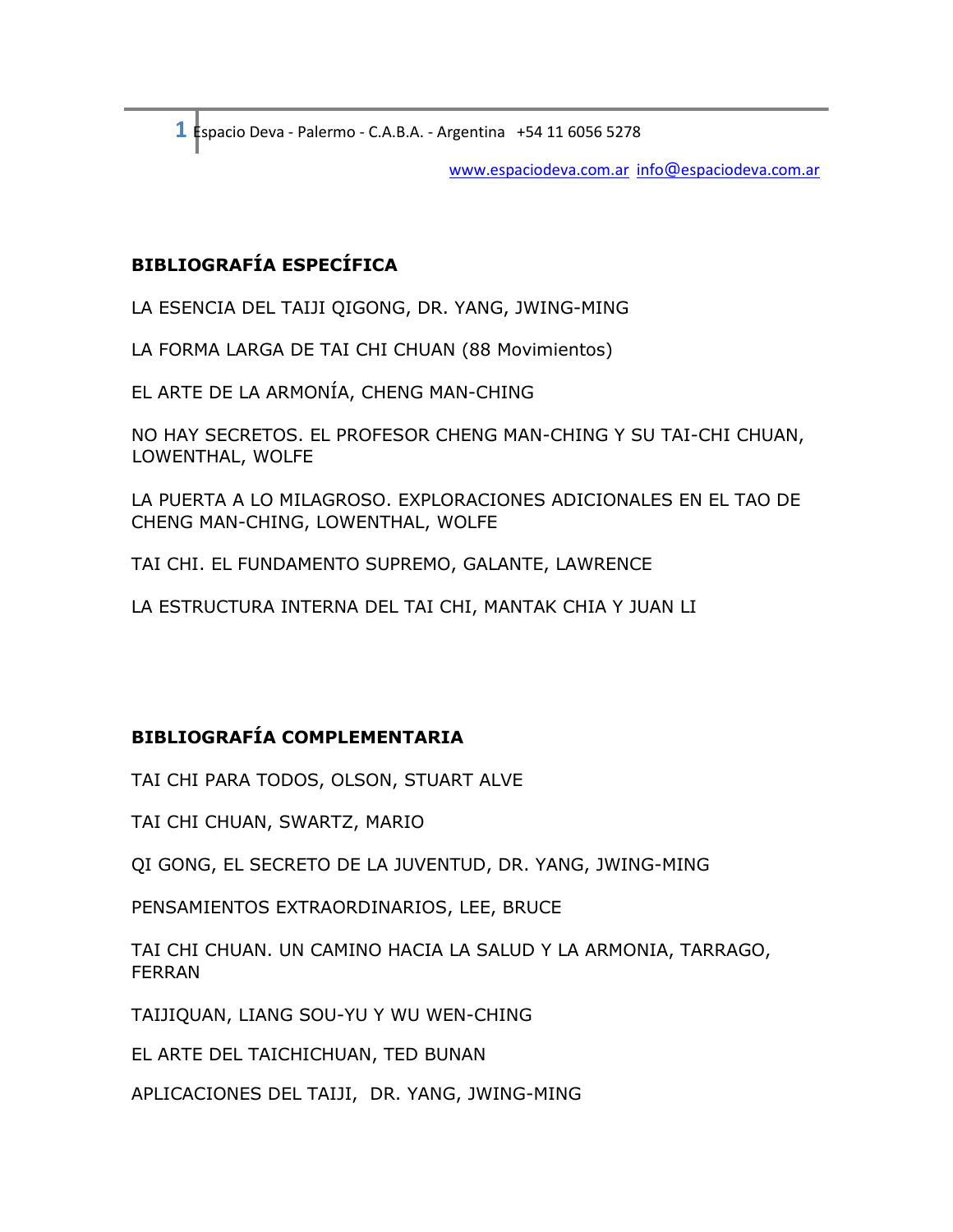## BIBLIOGRAFÍA ESPECÍFICA

LA ESENCIA DEL TAIJI QIGONG, DR. YANG, JWING-MING

LA FORMA LARGA DE TAI CHI CHUAN (88 Movimientos)

EL ARTE DE LA ARMONÍA, CHENG MAN-CHING

NO HAY SECRETOS. EL PROFESOR CHENG MAN-CHING Y SU TAI-CHI CHUAN, LOWENTHAL, WOLFE

LA PUERTA A LO MILAGROSO. EXPLORACIONES ADICIONALES EN EL TAO DE CHENG MAN-CHING, LOWENTHAL, WOLFE

TAI CHI. EL FUNDAMENTO SUPREMO, GALANTE, LAWRENCE

LA ESTRUCTURA INTERNA DEL TAI CHI, MANTAK CHIA Y JUAN LI

## BIBLIOGRAFÍA COMPLEMENTARIA

TAI CHI PARA TODOS, OLSON, STUART ALVE

TAI CHI CHUAN, SWARTZ, MARIO

QI GONG, EL SECRETO DE LA JUVENTUD, DR. YANG, JWING-MING

PENSAMIENTOS EXTRAORDINARIOS, LEE, BRUCE

TAI CHI CHUAN. UN CAMINO HACIA LA SALUD Y LA ARMONIA, TARRAGO, FERRAN

TAIJIQUAN, LIANG SOU-YU Y WU WEN-CHING

EL ARTE DEL TAICHICHUAN, TED BUNAN

APLICACIONES DEL TAIJI, DR. YANG, JWING-MING